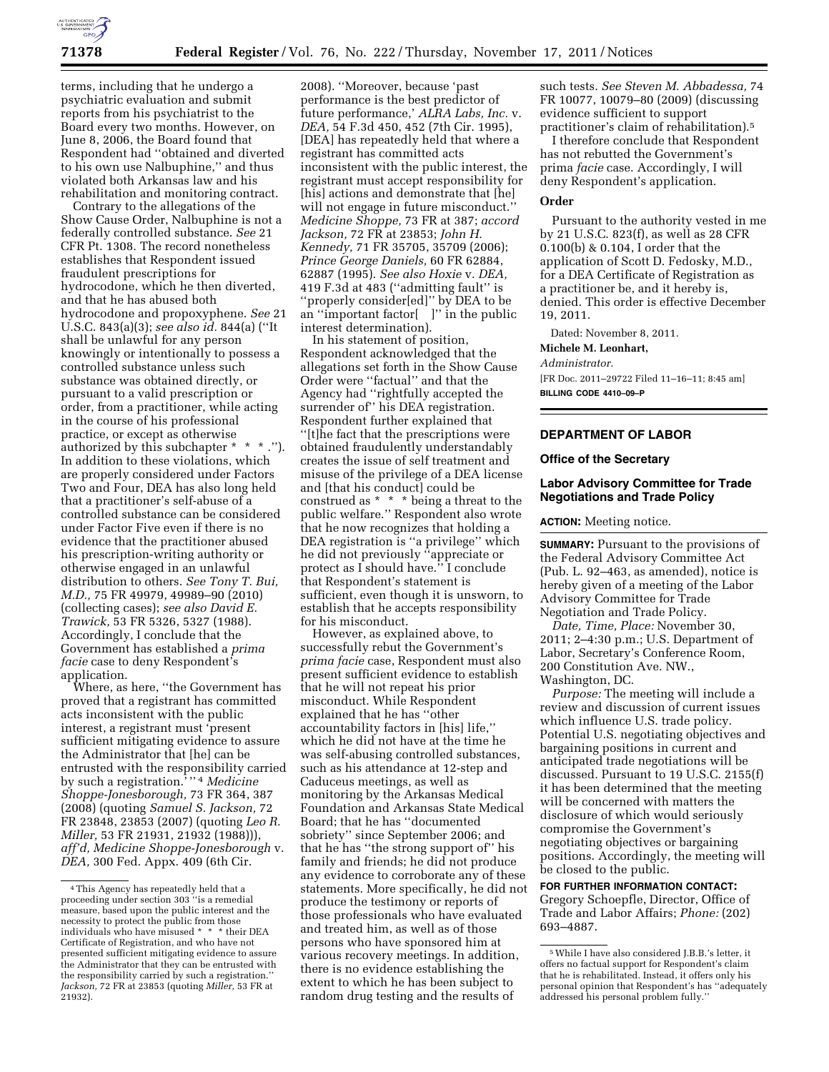terms, including that he undergo a psychiatric evaluation and submit reports from his psychiatrist to the Board every two months. However, on June 8, 2006, the Board found that Respondent had ''obtained and diverted to his own use Nalbuphine,'' and thus violated both Arkansas law and his rehabilitation and monitoring contract.

Contrary to the allegations of the Show Cause Order, Nalbuphine is not a federally controlled substance. *See* 21 CFR Pt. 1308. The record nonetheless establishes that Respondent issued fraudulent prescriptions for hydrocodone, which he then diverted, and that he has abused both hydrocodone and propoxyphene. *See* 21 U.S.C. 843(a)(3); *see also id.* 844(a) (''It shall be unlawful for any person knowingly or intentionally to possess a controlled substance unless such substance was obtained directly, or pursuant to a valid prescription or order, from a practitioner, while acting in the course of his professional practice, or except as otherwise authorized by this subchapter * * * .''). In addition to these violations, which are properly considered under Factors Two and Four, DEA has also long held that a practitioner's self-abuse of a controlled substance can be considered under Factor Five even if there is no evidence that the practitioner abused his prescription-writing authority or otherwise engaged in an unlawful distribution to others. *See Tony T. Bui, M.D.,* 75 FR 49979, 49989–90 (2010) (collecting cases); *see also David E. Trawick,* 53 FR 5326, 5327 (1988). Accordingly, I conclude that the Government has established a *prima facie* case to deny Respondent's application.

Where, as here, ''the Government has proved that a registrant has committed acts inconsistent with the public interest, a registrant must 'present sufficient mitigating evidence to assure the Administrator that [he] can be entrusted with the responsibility carried by such a registration.' ''[4] *Medicine Shoppe-Jonesborough,* 73 FR 364, 387 (2008) (quoting *Samuel S. Jackson,* 72 FR 23848, 23853 (2007) (quoting *Leo R. Miller,* 53 FR 21931, 21932 (1988))), *aff'd, Medicine Shoppe-Jonesborough* v. *DEA,* 300 Fed. Appx. 409 (6th Cir. 2008). ''Moreover, because 'past performance is the best predictor of future performance,' *ALRA Labs, Inc.* v. *DEA,* 54 F.3d 450, 452 (7th Cir. 1995), [DEA] has repeatedly held that where a registrant has committed acts inconsistent with the public interest, the registrant must accept responsibility for [his] actions and demonstrate that [he] will not engage in future misconduct.'' *Medicine Shoppe,* 73 FR at 387; *accord Jackson,* 72 FR at 23853; *John H. Kennedy,* 71 FR 35705, 35709 (2006); *Prince George Daniels,* 60 FR 62884, 62887 (1995). *See also Hoxie* v. *DEA,* 419 F.3d at 483 (''admitting fault'' is ''properly consider[ed]'' by DEA to be an ''important factor[ ]'' in the public interest determination).

In his statement of position, Respondent acknowledged that the allegations set forth in the Show Cause Order were ''factual'' and that the Agency had ''rightfully accepted the surrender of'' his DEA registration. Respondent further explained that ''[t]he fact that the prescriptions were obtained fraudulently understandably creates the issue of self treatment and misuse of the privilege of a DEA license and [that his conduct] could be construed as * * * being a threat to the public welfare.'' Respondent also wrote that he now recognizes that holding a DEA registration is ''a privilege'' which he did not previously ''appreciate or protect as I should have.'' I conclude that Respondent's statement is sufficient, even though it is unsworn, to establish that he accepts responsibility for his misconduct.

However, as explained above, to successfully rebut the Government's *prima facie* case, Respondent must also present sufficient evidence to establish that he will not repeat his prior misconduct. While Respondent explained that he has ''other accountability factors in [his] life,'' which he did not have at the time he was self-abusing controlled substances, such as his attendance at 12-step and Caduceus meetings, as well as monitoring by the Arkansas Medical Foundation and Arkansas State Medical Board; that he has ''documented sobriety'' since September 2006; and that he has ''the strong support of'' his family and friends; he did not produce any evidence to corroborate any of these statements. More specifically, he did not produce the testimony or reports of those professionals who have evaluated and treated him, as well as of those persons who have sponsored him at various recovery meetings. In addition, there is no evidence establishing the extent to which he has been subject to random drug testing and the results of such tests. *See Steven M. Abbadessa,* 74 FR 10077, 10079–80 (2009) (discussing evidence sufficient to support practitioner's claim of rehabilitation).[5]

I therefore conclude that Respondent has not rebutted the Government's prima *facie* case. Accordingly, I will deny Respondent's application.

## Order

Pursuant to the authority vested in me by 21 U.S.C. 823(f), as well as 28 CFR 0.100(b) & 0.104, I order that the application of Scott D. Fedosky, M.D., for a DEA Certificate of Registration as a practitioner be, and it hereby is, denied. This order is effective December 19, 2011.

Dated: November 8, 2011.

**Michele M. Leonhart,**

*Administrator.*

[FR Doc. 2011–29722 Filed 11–16–11; 8:45 am]

**BILLING CODE 4410–09–P**

[4] This Agency has repeatedly held that a proceeding under section 303 ''is a remedial measure, based upon the public interest and the necessity to protect the public from those individuals who have misused * * * their DEA Certificate of Registration, and who have not presented sufficient mitigating evidence to assure the Administrator that they can be entrusted with the responsibility carried by such a registration.'' *Jackson,* 72 FR at 23853 (quoting *Miller,* 53 FR at 21932).

[5] While I have also considered J.B.B.'s letter, it offers no factual support for Respondent's claim that he is rehabilitated. Instead, it offers only his personal opinion that Respondent's has ''adequately addressed his personal problem fully.''

# DEPARTMENT OF LABOR

## Office of the Secretary

## Labor Advisory Committee for Trade Negotiations and Trade Policy

**ACTION:** Meeting notice.

**SUMMARY:** Pursuant to the provisions of the Federal Advisory Committee Act (Pub. L. 92–463, as amended), notice is hereby given of a meeting of the Labor Advisory Committee for Trade Negotiation and Trade Policy.

*Date, Time, Place:* November 30, 2011; 2–4:30 p.m.; U.S. Department of Labor, Secretary's Conference Room, 200 Constitution Ave. NW., Washington, DC.

*Purpose:* The meeting will include a review and discussion of current issues which influence U.S. trade policy. Potential U.S. negotiating objectives and bargaining positions in current and anticipated trade negotiations will be discussed. Pursuant to 19 U.S.C. 2155(f) it has been determined that the meeting will be concerned with matters the disclosure of which would seriously compromise the Government's negotiating objectives or bargaining positions. Accordingly, the meeting will be closed to the public.

**FOR FURTHER INFORMATION CONTACT:** Gregory Schoepfle, Director, Office of Trade and Labor Affairs; *Phone:* (202) 693–4887.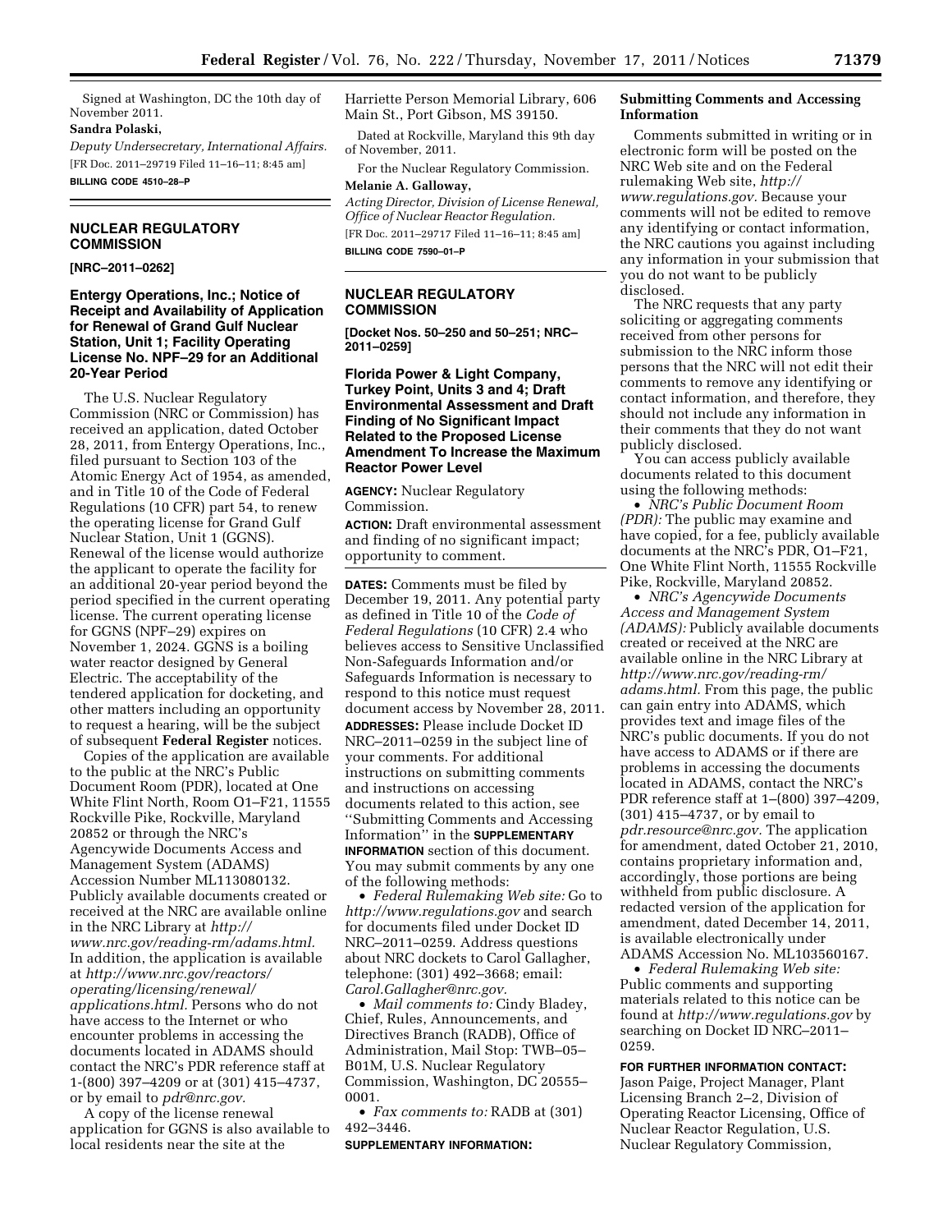Signed at Washington, DC the 10th day of November 2011.

**Sandra Polaski,**

*Deputy Undersecretary, International Affairs.*

[FR Doc. 2011–29719 Filed 11–16–11; 8:45 am]

**BILLING CODE 4510–28–P**

## NUCLEAR REGULATORY COMMISSION

**[NRC–2011–0262]**

### Entergy Operations, Inc.; Notice of Receipt and Availability of Application for Renewal of Grand Gulf Nuclear Station, Unit 1; Facility Operating License No. NPF–29 for an Additional 20-Year Period

The U.S. Nuclear Regulatory Commission (NRC or Commission) has received an application, dated October 28, 2011, from Entergy Operations, Inc., filed pursuant to Section 103 of the Atomic Energy Act of 1954, as amended, and in Title 10 of the Code of Federal Regulations (10 CFR) part 54, to renew the operating license for Grand Gulf Nuclear Station, Unit 1 (GGNS). Renewal of the license would authorize the applicant to operate the facility for an additional 20-year period beyond the period specified in the current operating license. The current operating license for GGNS (NPF–29) expires on November 1, 2024. GGNS is a boiling water reactor designed by General Electric. The acceptability of the tendered application for docketing, and other matters including an opportunity to request a hearing, will be the subject of subsequent **Federal Register** notices.

Copies of the application are available to the public at the NRC's Public Document Room (PDR), located at One White Flint North, Room O1–F21, 11555 Rockville Pike, Rockville, Maryland 20852 or through the NRC's Agencywide Documents Access and Management System (ADAMS) Accession Number ML113080132. Publicly available documents created or received at the NRC are available online in the NRC Library at *http://www.nrc.gov/reading-rm/adams.html.* In addition, the application is available at *http://www.nrc.gov/reactors/operating/licensing/renewal/applications.html.* Persons who do not have access to the Internet or who encounter problems in accessing the documents located in ADAMS should contact the NRC's PDR reference staff at 1-(800) 397–4209 or at (301) 415–4737, or by email to *pdr@nrc.gov.*

A copy of the license renewal application for GGNS is also available to local residents near the site at the Harriette Person Memorial Library, 606 Main St., Port Gibson, MS 39150.

Dated at Rockville, Maryland this 9th day of November, 2011.

For the Nuclear Regulatory Commission.

**Melanie A. Galloway,**

*Acting Director, Division of License Renewal, Office of Nuclear Reactor Regulation.*

[FR Doc. 2011–29717 Filed 11–16–11; 8:45 am]

**BILLING CODE 7590–01–P**

## NUCLEAR REGULATORY COMMISSION

**[Docket Nos. 50–250 and 50–251; NRC–2011–0259]**

### Florida Power & Light Company, Turkey Point, Units 3 and 4; Draft Environmental Assessment and Draft Finding of No Significant Impact Related to the Proposed License Amendment To Increase the Maximum Reactor Power Level

**AGENCY:** Nuclear Regulatory Commission.

**ACTION:** Draft environmental assessment and finding of no significant impact; opportunity to comment.

**DATES:** Comments must be filed by December 19, 2011. Any potential party as defined in Title 10 of the *Code of Federal Regulations* (10 CFR) 2.4 who believes access to Sensitive Unclassified Non-Safeguards Information and/or Safeguards Information is necessary to respond to this notice must request document access by November 28, 2011.

**ADDRESSES:** Please include Docket ID NRC–2011–0259 in the subject line of your comments. For additional instructions on submitting comments and instructions on accessing documents related to this action, see ''Submitting Comments and Accessing Information'' in the **SUPPLEMENTARY INFORMATION** section of this document. You may submit comments by any one of the following methods:

- *Federal Rulemaking Web site:* Go to *http://www.regulations.gov* and search for documents filed under Docket ID NRC–2011–0259. Address questions about NRC dockets to Carol Gallagher, telephone: (301) 492–3668; email: *Carol.Gallagher@nrc.gov.*
- *Mail comments to:* Cindy Bladey, Chief, Rules, Announcements, and Directives Branch (RADB), Office of Administration, Mail Stop: TWB–05–B01M, U.S. Nuclear Regulatory Commission, Washington, DC 20555–0001.
- *Fax comments to:* RADB at (301) 492–3446.

**SUPPLEMENTARY INFORMATION:**

**Submitting Comments and Accessing Information**

Comments submitted in writing or in electronic form will be posted on the NRC Web site and on the Federal rulemaking Web site, *http://www.regulations.gov.* Because your comments will not be edited to remove any identifying or contact information, the NRC cautions you against including any information in your submission that you do not want to be publicly disclosed.

The NRC requests that any party soliciting or aggregating comments received from other persons for submission to the NRC inform those persons that the NRC will not edit their comments to remove any identifying or contact information, and therefore, they should not include any information in their comments that they do not want publicly disclosed.

You can access publicly available documents related to this document using the following methods:

- *NRC's Public Document Room (PDR):* The public may examine and have copied, for a fee, publicly available documents at the NRC's PDR, O1–F21, One White Flint North, 11555 Rockville Pike, Rockville, Maryland 20852.
- *NRC's Agencywide Documents Access and Management System (ADAMS):* Publicly available documents created or received at the NRC are available online in the NRC Library at *http://www.nrc.gov/reading-rm/adams.html.* From this page, the public can gain entry into ADAMS, which provides text and image files of the NRC's public documents. If you do not have access to ADAMS or if there are problems in accessing the documents located in ADAMS, contact the NRC's PDR reference staff at 1–(800) 397–4209, (301) 415–4737, or by email to *pdr.resource@nrc.gov.* The application for amendment, dated October 21, 2010, contains proprietary information and, accordingly, those portions are being withheld from public disclosure. A redacted version of the application for amendment, dated December 14, 2011, is available electronically under ADAMS Accession No. ML103560167.
- *Federal Rulemaking Web site:* Public comments and supporting materials related to this notice can be found at *http://www.regulations.gov* by searching on Docket ID NRC–2011–0259.

**FOR FURTHER INFORMATION CONTACT:** Jason Paige, Project Manager, Plant Licensing Branch 2–2, Division of Operating Reactor Licensing, Office of Nuclear Reactor Regulation, U.S. Nuclear Regulatory Commission,